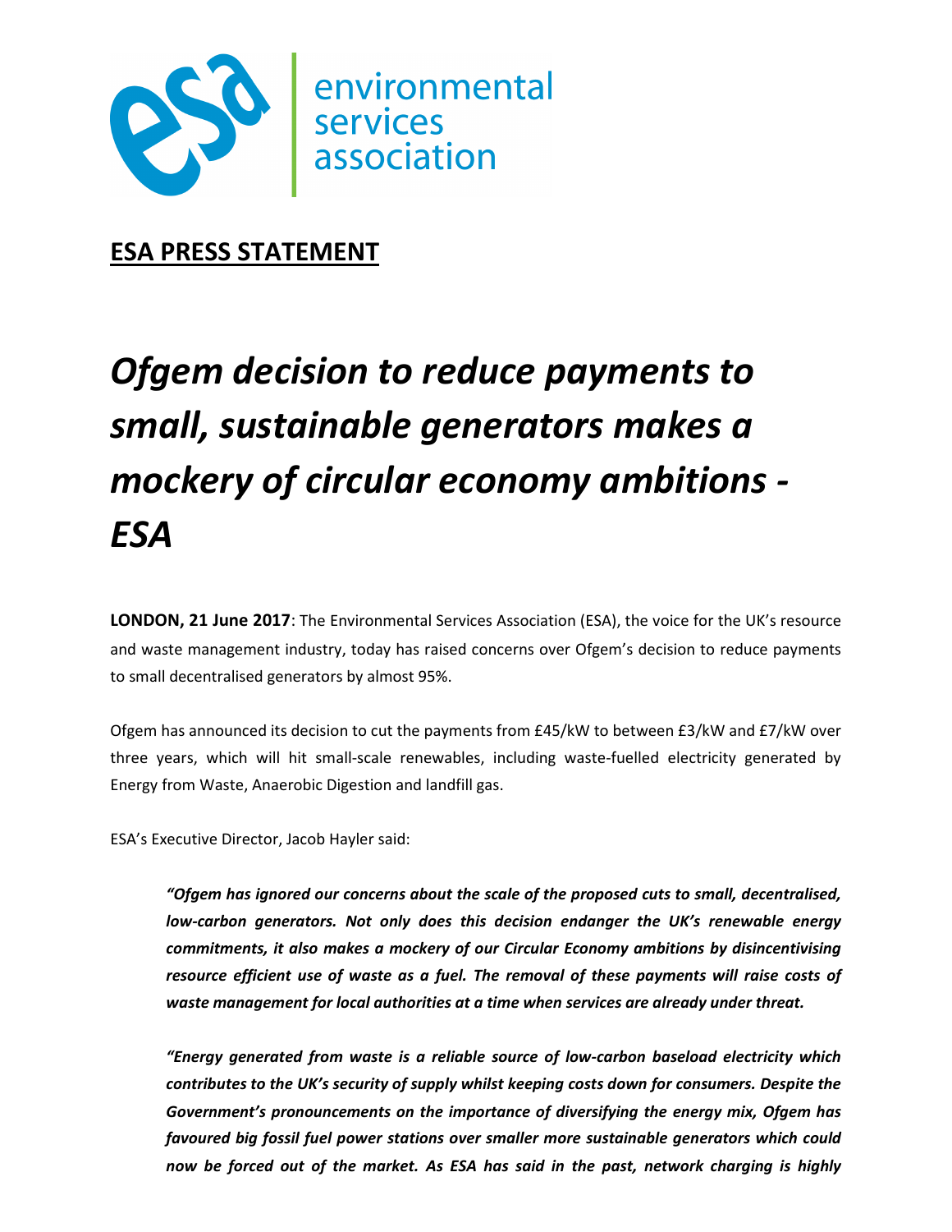environmental services association

**ESA PRESS STATEMENT**

# *Ofgem decision to reduce payments to small, sustainable generators makes a mockery of circular economy ambitions - ESA*

**LONDON, 21 June 2017**: The Environmental Services Association (ESA), the voice for the UK's resource and waste management industry, today has raised concerns over Ofgem's decision to reduce payments to small decentralised generators by almost 95%.

Ofgem has announced its decision to cut the payments from £45/kW to between £3/kW and £7/kW over three years, which will hit small-scale renewables, including waste-fuelled electricity generated by Energy from Waste, Anaerobic Digestion and landfill gas.

ESA's Executive Director, Jacob Hayler said:

> ***"Ofgem has ignored our concerns about the scale of the proposed cuts to small, decentralised, low-carbon generators. Not only does this decision endanger the UK's renewable energy commitments, it also makes a mockery of our Circular Economy ambitions by disincentivising resource efficient use of waste as a fuel. The removal of these payments will raise costs of waste management for local authorities at a time when services are already under threat.***
>
> ***"Energy generated from waste is a reliable source of low-carbon baseload electricity which contributes to the UK's security of supply whilst keeping costs down for consumers. Despite the Government's pronouncements on the importance of diversifying the energy mix, Ofgem has favoured big fossil fuel power stations over smaller more sustainable generators which could now be forced out of the market. As ESA has said in the past, network charging is highly***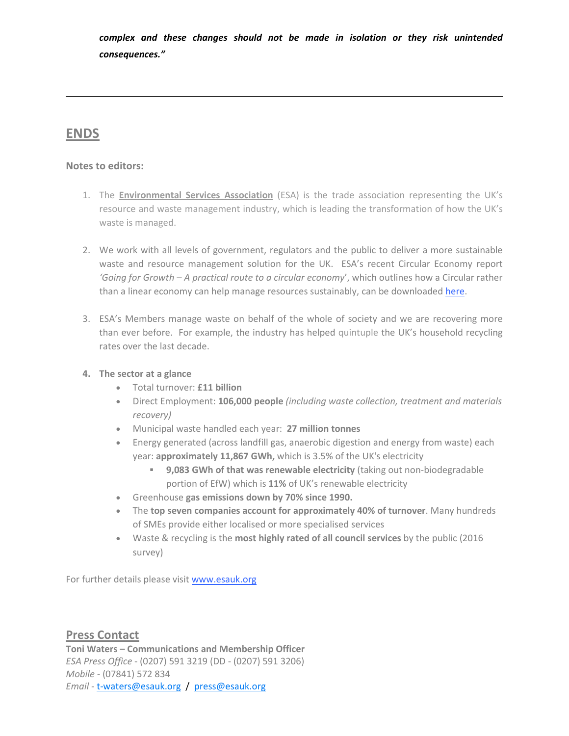***complex and these changes should not be made in isolation or they risk unintended consequences."***

---

## ENDS

**Notes to editors:**

1. The **Environmental Services Association** (ESA) is the trade association representing the UK's resource and waste management industry, which is leading the transformation of how the UK's waste is managed.

2. We work with all levels of government, regulators and the public to deliver a more sustainable waste and resource management solution for the UK. ESA's recent Circular Economy report *'Going for Growth – A practical route to a circular economy*', which outlines how a Circular rather than a linear economy can help manage resources sustainably, can be downloaded here.

3. ESA's Members manage waste on behalf of the whole of society and we are recovering more than ever before. For example, the industry has helped quintuple the UK's household recycling rates over the last decade.

4. **The sector at a glance**
   - Total turnover: **£11 billion**
   - Direct Employment: **106,000 people** *(including waste collection, treatment and materials recovery)*
   - Municipal waste handled each year: **27 million tonnes**
   - Energy generated (across landfill gas, anaerobic digestion and energy from waste) each year: **approximately 11,867 GWh,** which is 3.5% of the UK's electricity
     - **9,083 GWh of that was renewable electricity** (taking out non-biodegradable portion of EfW) which is **11%** of UK's renewable electricity
   - Greenhouse **gas emissions down by 70% since 1990.**
   - The **top seven companies account for approximately 40% of turnover**. Many hundreds of SMEs provide either localised or more specialised services
   - Waste & recycling is the **most highly rated of all council services** by the public (2016 survey)

For further details please visit www.esauk.org

## Press Contact

**Toni Waters – Communications and Membership Officer**
*ESA Press Office* - (0207) 591 3219 (DD - (0207) 591 3206)
*Mobile* - (07841) 572 834
*Email* - t-waters@esauk.org / press@esauk.org